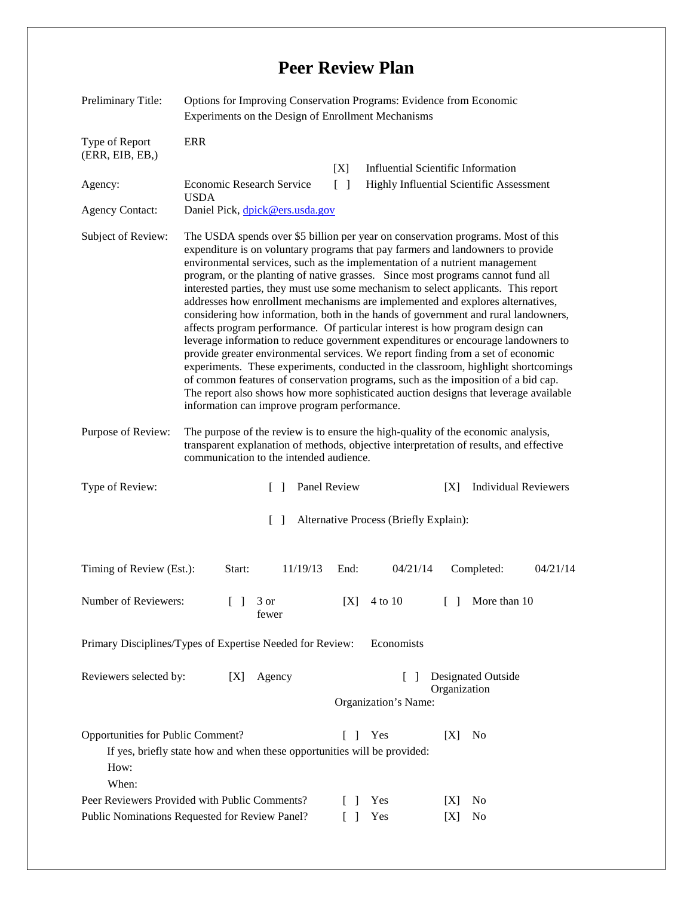# Peer Review Plan

| | |
|---|---|
| Preliminary Title: | Options for Improving Conservation Programs: Evidence from Economic Experiments on the Design of Enrollment Mechanisms |
| Type of Report (ERR, EIB, EB,) | ERR |
| | [X] Influential Scientific Information |
| Agency: | Economic Research Service USDA — [ ] Highly Influential Scientific Assessment |
| Agency Contact: | Daniel Pick, dpick@ers.usda.gov |

**Subject of Review:** The USDA spends over $5 billion per year on conservation programs. Most of this expenditure is on voluntary programs that pay farmers and landowners to provide environmental services, such as the implementation of a nutrient management program, or the planting of native grasses. Since most programs cannot fund all interested parties, they must use some mechanism to select applicants. This report addresses how enrollment mechanisms are implemented and explores alternatives, considering how information, both in the hands of government and rural landowners, affects program performance. Of particular interest is how program design can leverage information to reduce government expenditures or encourage landowners to provide greater environmental services. We report finding from a set of economic experiments. These experiments, conducted in the classroom, highlight shortcomings of common features of conservation programs, such as the imposition of a bid cap. The report also shows how more sophisticated auction designs that leverage available information can improve program performance.

**Purpose of Review:** The purpose of the review is to ensure the high-quality of the economic analysis, transparent explanation of methods, objective interpretation of results, and effective communication to the intended audience.

**Type of Review:** [ ] Panel Review [X] Individual Reviewers

[ ] Alternative Process (Briefly Explain):

**Timing of Review (Est.):** Start: 11/19/13 End: 04/21/14 Completed: 04/21/14

**Number of Reviewers:** [ ] 3 or fewer [X] 4 to 10 [ ] More than 10

**Primary Disciplines/Types of Expertise Needed for Review:** Economists

**Reviewers selected by:** [X] Agency [ ] Designated Outside Organization

Organization's Name:

**Opportunities for Public Comment?** [ ] Yes [X] No

If yes, briefly state how and when these opportunities will be provided:

How:

When:

**Peer Reviewers Provided with Public Comments?** [ ] Yes [X] No

**Public Nominations Requested for Review Panel?** [ ] Yes [X] No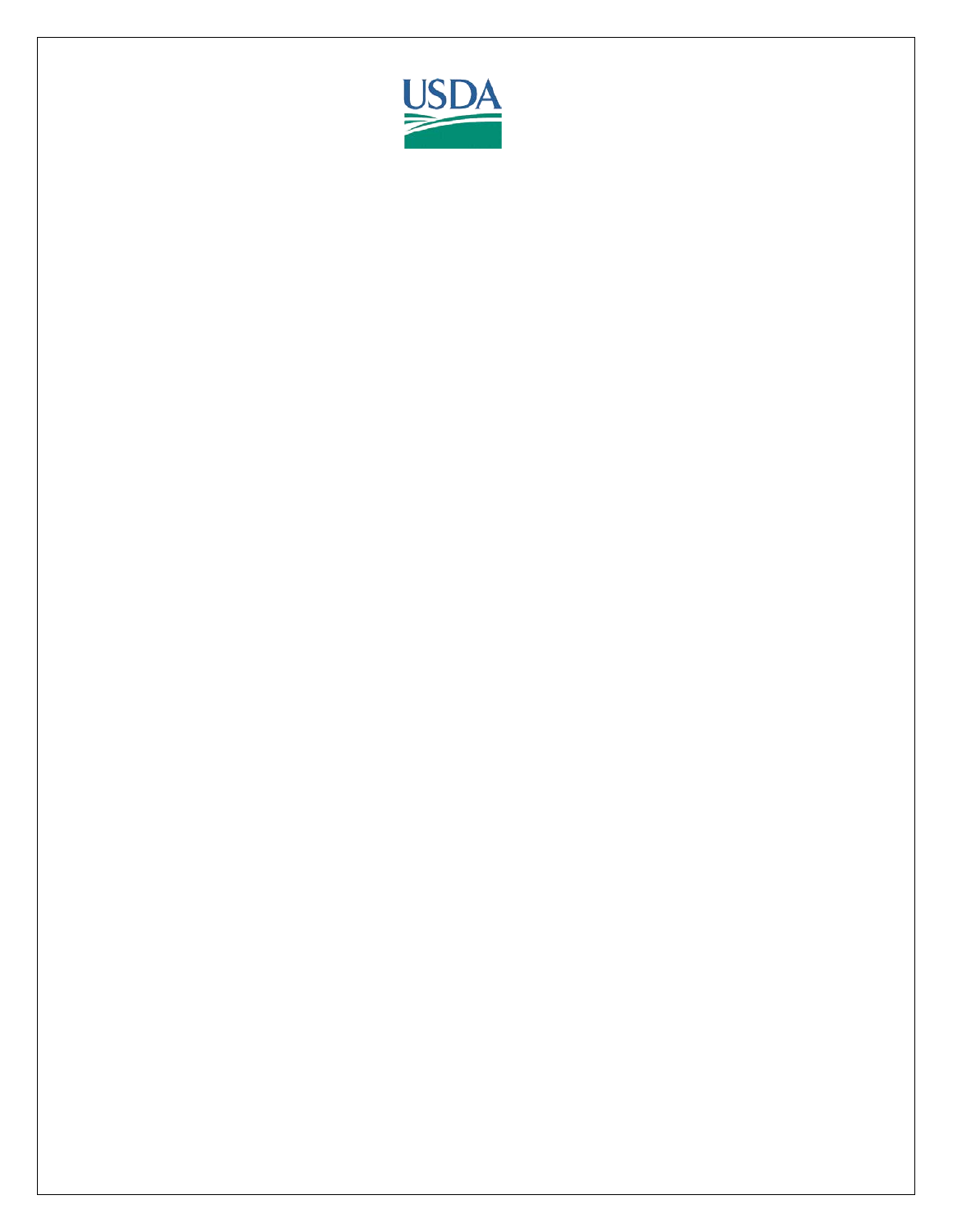USDA